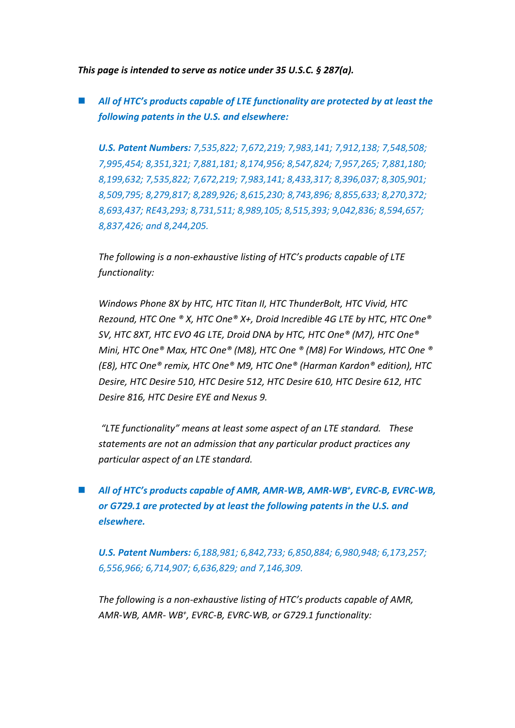***This page is intended to serve as notice under 35 U.S.C. § 287(a).***

- ***All of HTC's products capable of LTE functionality are protected by at least the following patents in the U.S. and elsewhere:***

  ***U.S. Patent Numbers:*** *7,535,822; 7,672,219; 7,983,141; 7,912,138; 7,548,508; 7,995,454; 8,351,321; 7,881,181; 8,174,956; 8,547,824; 7,957,265; 7,881,180; 8,199,632; 7,535,822; 7,672,219; 7,983,141; 8,433,317; 8,396,037; 8,305,901; 8,509,795; 8,279,817; 8,289,926; 8,615,230; 8,743,896; 8,855,633; 8,270,372; 8,693,437; RE43,293; 8,731,511; 8,989,105; 8,515,393; 9,042,836; 8,594,657; 8,837,426; and 8,244,205.*

  *The following is a non-exhaustive listing of HTC's products capable of LTE functionality:*

  *Windows Phone 8X by HTC, HTC Titan II, HTC ThunderBolt, HTC Vivid, HTC Rezound, HTC One ® X, HTC One® X+, Droid Incredible 4G LTE by HTC, HTC One® SV, HTC 8XT, HTC EVO 4G LTE, Droid DNA by HTC, HTC One® (M7), HTC One® Mini, HTC One® Max, HTC One® (M8), HTC One ® (M8) For Windows, HTC One ® (E8), HTC One® remix, HTC One® M9, HTC One® (Harman Kardon® edition), HTC Desire, HTC Desire 510, HTC Desire 512, HTC Desire 610, HTC Desire 612, HTC Desire 816, HTC Desire EYE and Nexus 9.*

  *"LTE functionality" means at least some aspect of an LTE standard. These statements are not an admission that any particular product practices any particular aspect of an LTE standard.*

- ***All of HTC's products capable of AMR, AMR-WB, AMR-WB⁺, EVRC-B, EVRC-WB, or G729.1 are protected by at least the following patents in the U.S. and elsewhere.***

  ***U.S. Patent Numbers:*** *6,188,981; 6,842,733; 6,850,884; 6,980,948; 6,173,257; 6,556,966; 6,714,907; 6,636,829; and 7,146,309.*

  *The following is a non-exhaustive listing of HTC's products capable of AMR, AMR-WB, AMR- WB⁺, EVRC-B, EVRC-WB, or G729.1 functionality:*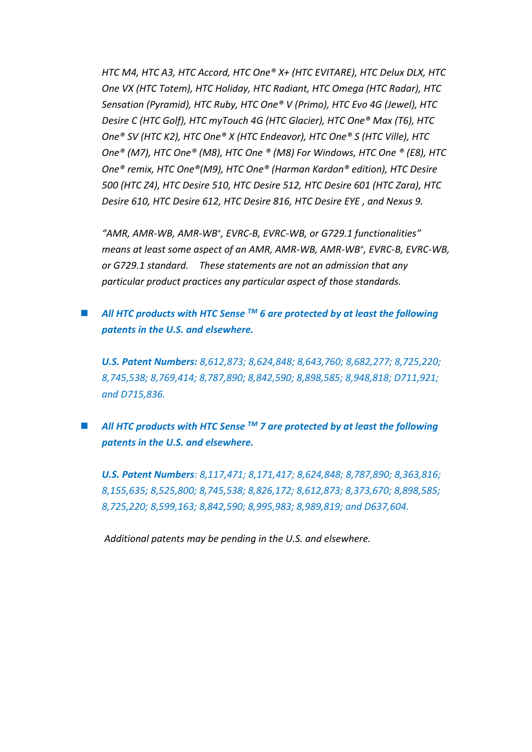*HTC M4, HTC A3, HTC Accord, HTC One® X+ (HTC EVITARE), HTC Delux DLX, HTC One VX (HTC Totem), HTC Holiday, HTC Radiant, HTC Omega (HTC Radar), HTC Sensation (Pyramid), HTC Ruby, HTC One® V (Primo), HTC Evo 4G (Jewel), HTC Desire C (HTC Golf), HTC myTouch 4G (HTC Glacier), HTC One® Max (T6), HTC One® SV (HTC K2), HTC One® X (HTC Endeavor), HTC One® S (HTC Ville), HTC One® (M7), HTC One® (M8), HTC One ® (M8) For Windows, HTC One ® (E8), HTC One® remix, HTC One®(M9), HTC One® (Harman Kardon® edition), HTC Desire 500 (HTC Z4), HTC Desire 510, HTC Desire 512, HTC Desire 601 (HTC Zara), HTC Desire 610, HTC Desire 612, HTC Desire 816, HTC Desire EYE , and Nexus 9.*

*"AMR, AMR-WB, AMR-WB+, EVRC-B, EVRC-WB, or G729.1 functionalities" means at least some aspect of an AMR, AMR-WB, AMR-WB+, EVRC-B, EVRC-WB, or G729.1 standard. These statements are not an admission that any particular product practices any particular aspect of those standards.*

- ***All HTC products with HTC Sense TM 6 are protected by at least the following patents in the U.S. and elsewhere.***

  ***U.S. Patent Numbers:*** *8,612,873; 8,624,848; 8,643,760; 8,682,277; 8,725,220; 8,745,538; 8,769,414; 8,787,890; 8,842,590; 8,898,585; 8,948,818; D711,921; and D715,836.*

- ***All HTC products with HTC Sense TM 7 are protected by at least the following patents in the U.S. and elsewhere.***

  ***U.S. Patent Numbers****: 8,117,471; 8,171,417; 8,624,848; 8,787,890; 8,363,816; 8,155,635; 8,525,800; 8,745,538; 8,826,172; 8,612,873; 8,373,670; 8,898,585; 8,725,220; 8,599,163; 8,842,590; 8,995,983; 8,989,819; and D637,604.*

*Additional patents may be pending in the U.S. and elsewhere.*